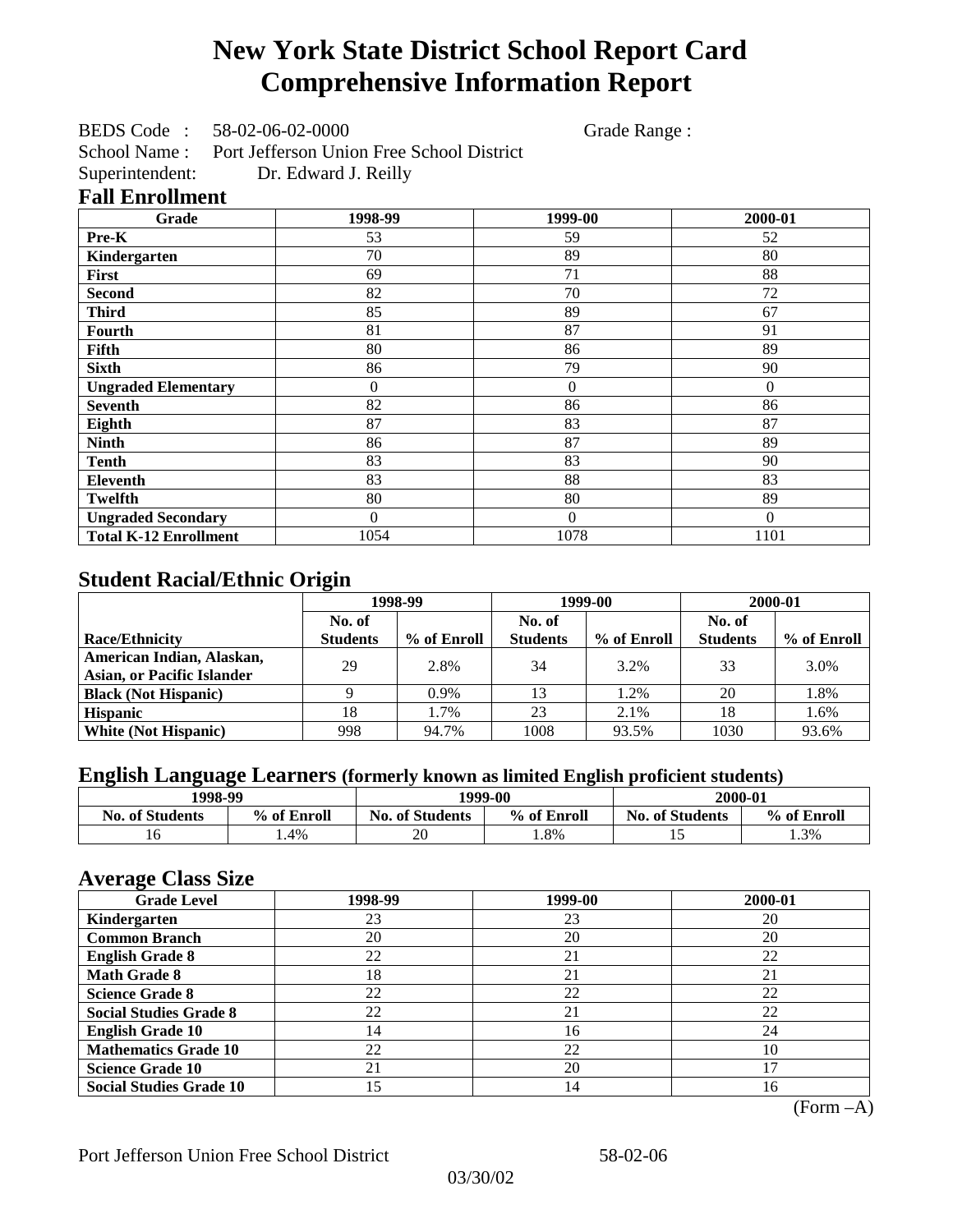# New York State District School Report Card Comprehensive Information Report

BEDS Code : 58-02-06-02-0000 Grade Range :

School Name : Port Jefferson Union Free School District

Superintendent: Dr. Edward J. Reilly

## Fall Enrollment

| Grade | 1998-99 | 1999-00 | 2000-01 |
|---|---|---|---|
| Pre-K | 53 | 59 | 52 |
| Kindergarten | 70 | 89 | 80 |
| First | 69 | 71 | 88 |
| Second | 82 | 70 | 72 |
| Third | 85 | 89 | 67 |
| Fourth | 81 | 87 | 91 |
| Fifth | 80 | 86 | 89 |
| Sixth | 86 | 79 | 90 |
| Ungraded Elementary | 0 | 0 | 0 |
| Seventh | 82 | 86 | 86 |
| Eighth | 87 | 83 | 87 |
| Ninth | 86 | 87 | 89 |
| Tenth | 83 | 83 | 90 |
| Eleventh | 83 | 88 | 83 |
| Twelfth | 80 | 80 | 89 |
| Ungraded Secondary | 0 | 0 | 0 |
| Total K-12 Enrollment | 1054 | 1078 | 1101 |

## Student Racial/Ethnic Origin

| | 1998-99 | | 1999-00 | | 2000-01 | |
|---|---|---|---|---|---|---|
| Race/Ethnicity | No. of Students | % of Enroll | No. of Students | % of Enroll | No. of Students | % of Enroll |
| American Indian, Alaskan, Asian, or Pacific Islander | 29 | 2.8% | 34 | 3.2% | 33 | 3.0% |
| Black (Not Hispanic) | 9 | 0.9% | 13 | 1.2% | 20 | 1.8% |
| Hispanic | 18 | 1.7% | 23 | 2.1% | 18 | 1.6% |
| White (Not Hispanic) | 998 | 94.7% | 1008 | 93.5% | 1030 | 93.6% |

## English Language Learners (formerly known as limited English proficient students)

| 1998-99 | | 1999-00 | | 2000-01 | |
|---|---|---|---|---|---|
| No. of Students | % of Enroll | No. of Students | % of Enroll | No. of Students | % of Enroll |
| 16 | 1.4% | 20 | 1.8% | 15 | 1.3% |

## Average Class Size

| Grade Level | 1998-99 | 1999-00 | 2000-01 |
|---|---|---|---|
| Kindergarten | 23 | 23 | 20 |
| Common Branch | 20 | 20 | 20 |
| English Grade 8 | 22 | 21 | 22 |
| Math Grade 8 | 18 | 21 | 21 |
| Science Grade 8 | 22 | 22 | 22 |
| Social Studies Grade 8 | 22 | 21 | 22 |
| English Grade 10 | 14 | 16 | 24 |
| Mathematics Grade 10 | 22 | 22 | 10 |
| Science Grade 10 | 21 | 20 | 17 |
| Social Studies Grade 10 | 15 | 14 | 16 |

(Form –A)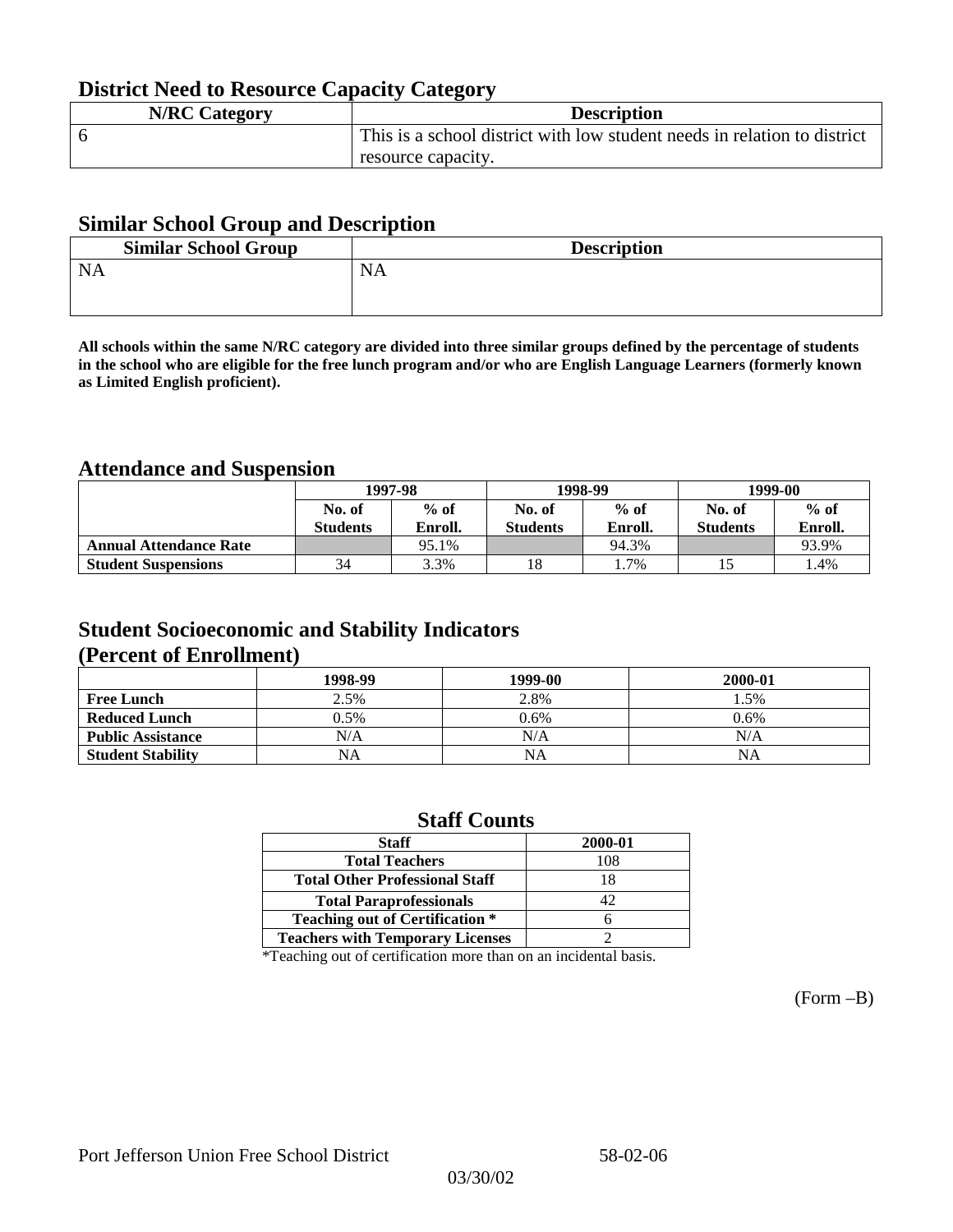## District Need to Resource Capacity Category

| N/RC Category | Description |
|---|---|
| 6 | This is a school district with low student needs in relation to district resource capacity. |

## Similar School Group and Description

| Similar School Group | Description |
|---|---|
| NA | NA |

**All schools within the same N/RC category are divided into three similar groups defined by the percentage of students in the school who are eligible for the free lunch program and/or who are English Language Learners (formerly known as Limited English proficient).**

## Attendance and Suspension

| | 1997-98 | | 1998-99 | | 1999-00 | |
|---|---|---|---|---|---|---|
| | No. of Students | % of Enroll. | No. of Students | % of Enroll. | No. of Students | % of Enroll. |
| **Annual Attendance Rate** | | 95.1% | | 94.3% | | 93.9% |
| **Student Suspensions** | 34 | 3.3% | 18 | 1.7% | 15 | 1.4% |

## Student Socioeconomic and Stability Indicators (Percent of Enrollment)

| | 1998-99 | 1999-00 | 2000-01 |
|---|---|---|---|
| **Free Lunch** | 2.5% | 2.8% | 1.5% |
| **Reduced Lunch** | 0.5% | 0.6% | 0.6% |
| **Public Assistance** | N/A | N/A | N/A |
| **Student Stability** | NA | NA | NA |

## Staff Counts

| Staff | 2000-01 |
|---|---|
| Total Teachers | 108 |
| Total Other Professional Staff | 18 |
| Total Paraprofessionals | 42 |
| Teaching out of Certification * | 6 |
| Teachers with Temporary Licenses | 2 |

*Teaching out of certification more than on an incidental basis.

(Form –B)

Port Jefferson Union Free School District 58-02-06

03/30/02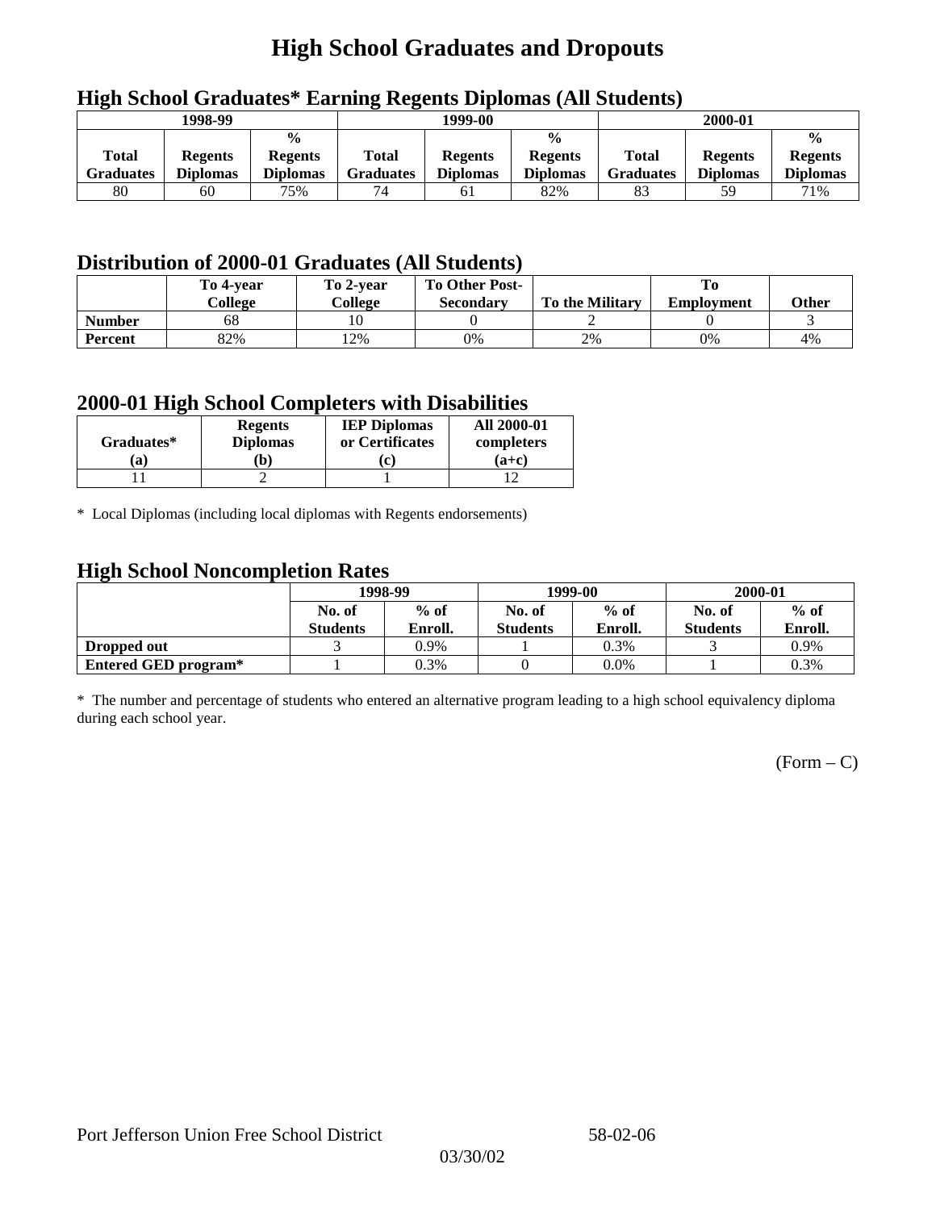# High School Graduates and Dropouts

## High School Graduates* Earning Regents Diplomas (All Students)

| 1998-99 | | | 1999-00 | | | 2000-01 | | |
|---|---|---|---|---|---|---|---|---|
| Total Graduates | Regents Diplomas | % Regents Diplomas | Total Graduates | Regents Diplomas | % Regents Diplomas | Total Graduates | Regents Diplomas | % Regents Diplomas |
| 80 | 60 | 75% | 74 | 61 | 82% | 83 | 59 | 71% |

## Distribution of 2000-01 Graduates (All Students)

| | To 4-year College | To 2-year College | To Other Post-Secondary | To the Military | To Employment | Other |
|---|---|---|---|---|---|---|
| Number | 68 | 10 | 0 | 2 | 0 | 3 |
| Percent | 82% | 12% | 0% | 2% | 0% | 4% |

## 2000-01 High School Completers with Disabilities

| Graduates* (a) | Regents Diplomas (b) | IEP Diplomas or Certificates (c) | All 2000-01 completers (a+c) |
|---|---|---|---|
| 11 | 2 | 1 | 12 |

* Local Diplomas (including local diplomas with Regents endorsements)

## High School Noncompletion Rates

| | 1998-99 | | 1999-00 | | 2000-01 | |
|---|---|---|---|---|---|---|
| | No. of Students | % of Enroll. | No. of Students | % of Enroll. | No. of Students | % of Enroll. |
| Dropped out | 3 | 0.9% | 1 | 0.3% | 3 | 0.9% |
| Entered GED program* | 1 | 0.3% | 0 | 0.0% | 1 | 0.3% |

* The number and percentage of students who entered an alternative program leading to a high school equivalency diploma during each school year.

(Form – C)

Port Jefferson Union Free School District 58-02-06

03/30/02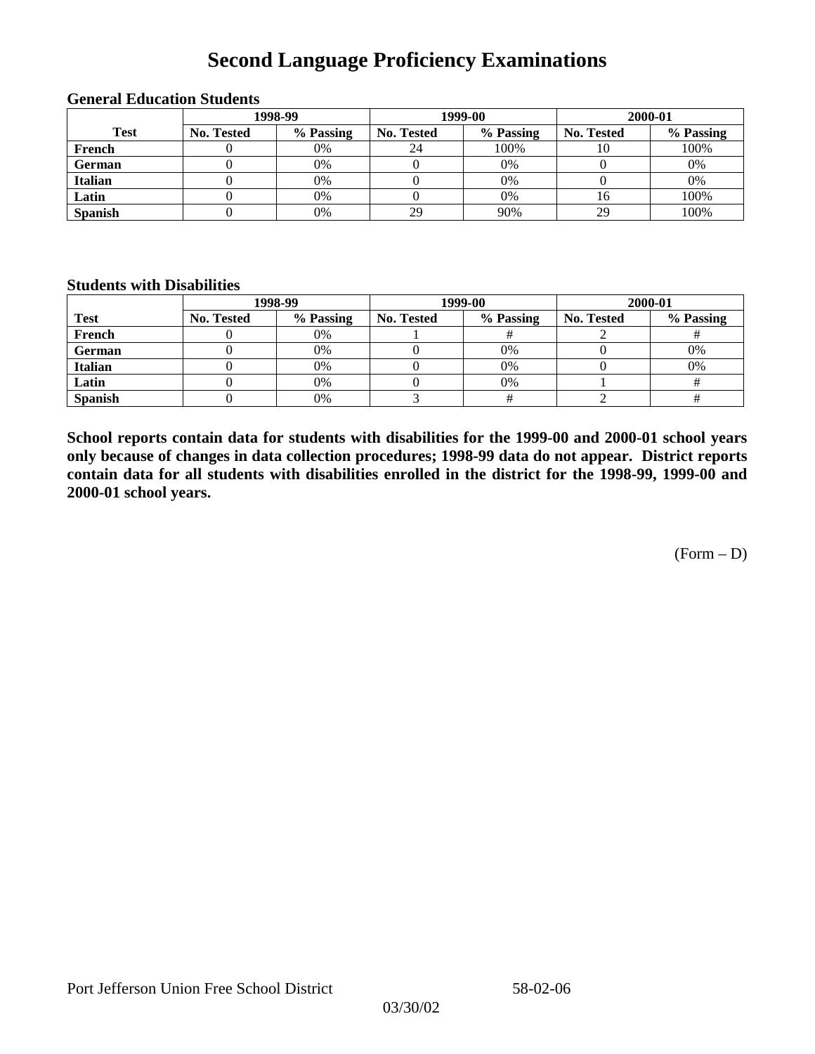# Second Language Proficiency Examinations

### General Education Students

| Test | 1998-99 | | 1999-00 | | 2000-01 | |
|---|---|---|---|---|---|---|
| | No. Tested | % Passing | No. Tested | % Passing | No. Tested | % Passing |
| French | 0 | 0% | 24 | 100% | 10 | 100% |
| German | 0 | 0% | 0 | 0% | 0 | 0% |
| Italian | 0 | 0% | 0 | 0% | 0 | 0% |
| Latin | 0 | 0% | 0 | 0% | 16 | 100% |
| Spanish | 0 | 0% | 29 | 90% | 29 | 100% |

### Students with Disabilities

| Test | 1998-99 | | 1999-00 | | 2000-01 | |
|---|---|---|---|---|---|---|
| | No. Tested | % Passing | No. Tested | % Passing | No. Tested | % Passing |
| French | 0 | 0% | 1 | # | 2 | # |
| German | 0 | 0% | 0 | 0% | 0 | 0% |
| Italian | 0 | 0% | 0 | 0% | 0 | 0% |
| Latin | 0 | 0% | 0 | 0% | 1 | # |
| Spanish | 0 | 0% | 3 | # | 2 | # |

**School reports contain data for students with disabilities for the 1999-00 and 2000-01 school years only because of changes in data collection procedures; 1998-99 data do not appear. District reports contain data for all students with disabilities enrolled in the district for the 1998-99, 1999-00 and 2000-01 school years.**

(Form – D)

Port Jefferson Union Free School District 58-02-06

03/30/02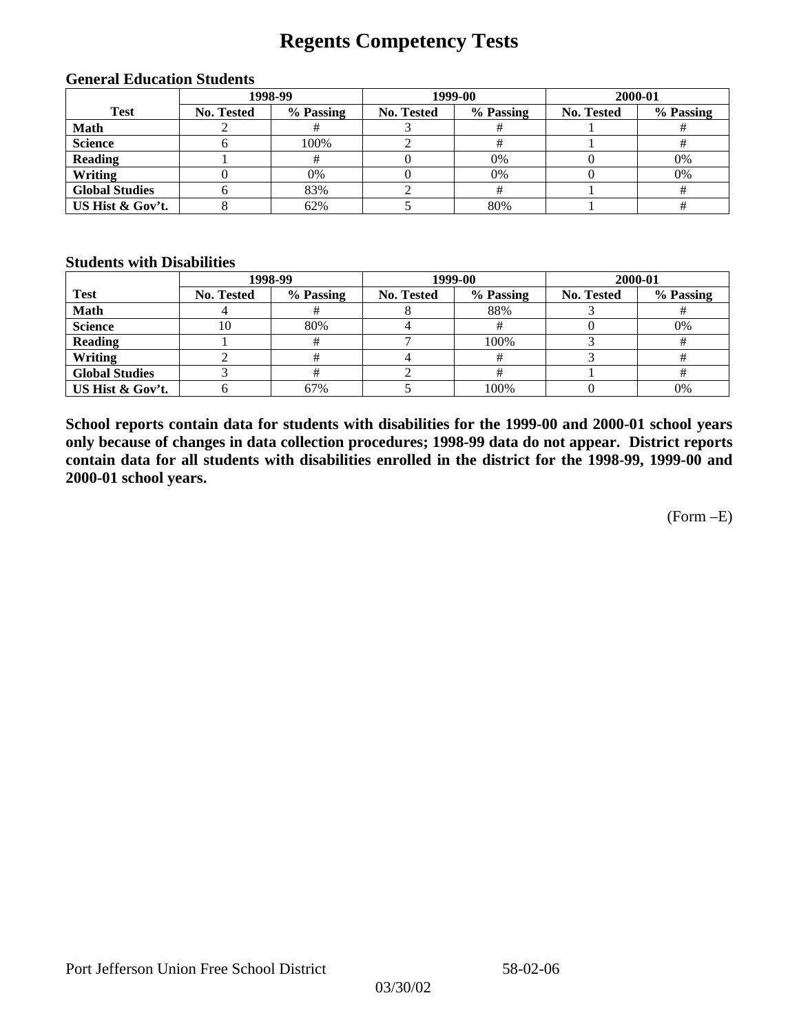# Regents Competency Tests

### General Education Students

| Test | 1998-99 | | 1999-00 | | 2000-01 | |
|---|---|---|---|---|---|---|
| | No. Tested | % Passing | No. Tested | % Passing | No. Tested | % Passing |
| **Math** | 2 | # | 3 | # | 1 | # |
| **Science** | 6 | 100% | 2 | # | 1 | # |
| **Reading** | 1 | # | 0 | 0% | 0 | 0% |
| **Writing** | 0 | 0% | 0 | 0% | 0 | 0% |
| **Global Studies** | 6 | 83% | 2 | # | 1 | # |
| **US Hist & Gov't.** | 8 | 62% | 5 | 80% | 1 | # |

### Students with Disabilities

| Test | 1998-99 | | 1999-00 | | 2000-01 | |
|---|---|---|---|---|---|---|
| | No. Tested | % Passing | No. Tested | % Passing | No. Tested | % Passing |
| **Math** | 4 | # | 8 | 88% | 3 | # |
| **Science** | 10 | 80% | 4 | # | 0 | 0% |
| **Reading** | 1 | # | 7 | 100% | 3 | # |
| **Writing** | 2 | # | 4 | # | 3 | # |
| **Global Studies** | 3 | # | 2 | # | 1 | # |
| **US Hist & Gov't.** | 6 | 67% | 5 | 100% | 0 | 0% |

**School reports contain data for students with disabilities for the 1999-00 and 2000-01 school years only because of changes in data collection procedures; 1998-99 data do not appear. District reports contain data for all students with disabilities enrolled in the district for the 1998-99, 1999-00 and 2000-01 school years.**

(Form –E)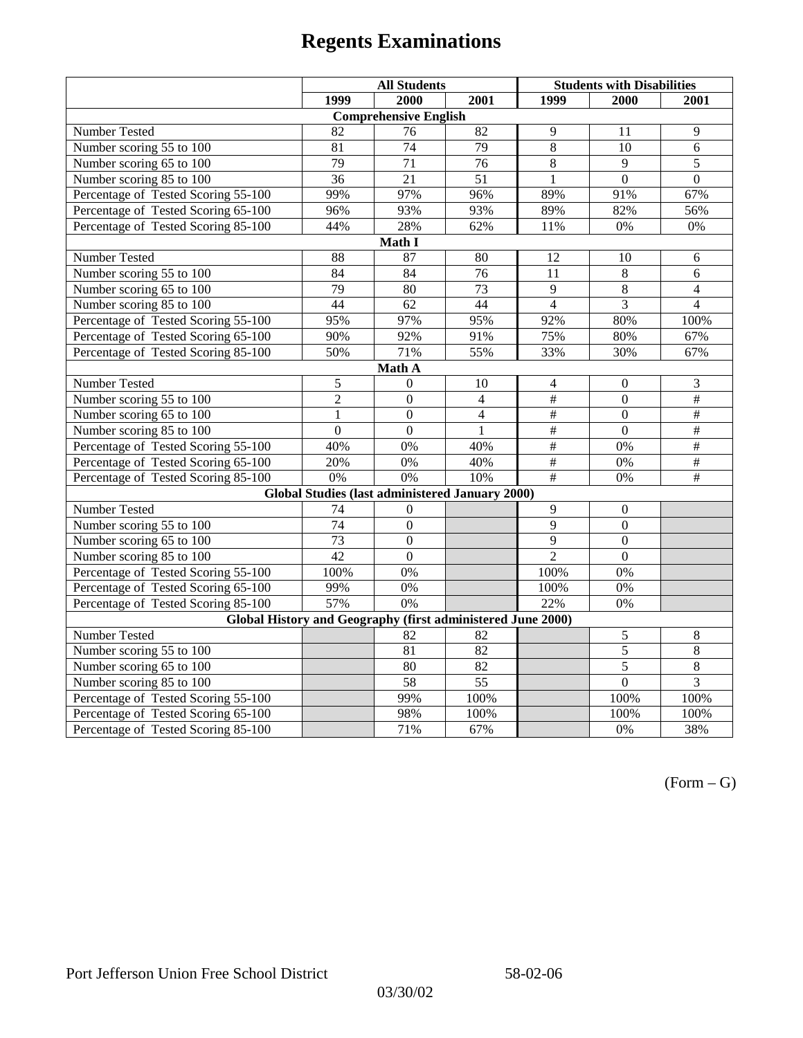# Regents Examinations

| | All Students | | | Students with Disabilities | | |
|---|---|---|---|---|---|---|
| | 1999 | 2000 | 2001 | 1999 | 2000 | 2001 |
| **Comprehensive English** | | | | | | |
| Number Tested | 82 | 76 | 82 | 9 | 11 | 9 |
| Number scoring 55 to 100 | 81 | 74 | 79 | 8 | 10 | 6 |
| Number scoring 65 to 100 | 79 | 71 | 76 | 8 | 9 | 5 |
| Number scoring 85 to 100 | 36 | 21 | 51 | 1 | 0 | 0 |
| Percentage of Tested Scoring 55-100 | 99% | 97% | 96% | 89% | 91% | 67% |
| Percentage of Tested Scoring 65-100 | 96% | 93% | 93% | 89% | 82% | 56% |
| Percentage of Tested Scoring 85-100 | 44% | 28% | 62% | 11% | 0% | 0% |
| **Math I** | | | | | | |
| Number Tested | 88 | 87 | 80 | 12 | 10 | 6 |
| Number scoring 55 to 100 | 84 | 84 | 76 | 11 | 8 | 6 |
| Number scoring 65 to 100 | 79 | 80 | 73 | 9 | 8 | 4 |
| Number scoring 85 to 100 | 44 | 62 | 44 | 4 | 3 | 4 |
| Percentage of Tested Scoring 55-100 | 95% | 97% | 95% | 92% | 80% | 100% |
| Percentage of Tested Scoring 65-100 | 90% | 92% | 91% | 75% | 80% | 67% |
| Percentage of Tested Scoring 85-100 | 50% | 71% | 55% | 33% | 30% | 67% |
| **Math A** | | | | | | |
| Number Tested | 5 | 0 | 10 | 4 | 0 | 3 |
| Number scoring 55 to 100 | 2 | 0 | 4 | # | 0 | # |
| Number scoring 65 to 100 | 1 | 0 | 4 | # | 0 | # |
| Number scoring 85 to 100 | 0 | 0 | 1 | # | 0 | # |
| Percentage of Tested Scoring 55-100 | 40% | 0% | 40% | # | 0% | # |
| Percentage of Tested Scoring 65-100 | 20% | 0% | 40% | # | 0% | # |
| Percentage of Tested Scoring 85-100 | 0% | 0% | 10% | # | 0% | # |
| **Global Studies (last administered January 2000)** | | | | | | |
| Number Tested | 74 | 0 | | 9 | 0 | |
| Number scoring 55 to 100 | 74 | 0 | | 9 | 0 | |
| Number scoring 65 to 100 | 73 | 0 | | 9 | 0 | |
| Number scoring 85 to 100 | 42 | 0 | | 2 | 0 | |
| Percentage of Tested Scoring 55-100 | 100% | 0% | | 100% | 0% | |
| Percentage of Tested Scoring 65-100 | 99% | 0% | | 100% | 0% | |
| Percentage of Tested Scoring 85-100 | 57% | 0% | | 22% | 0% | |
| **Global History and Geography (first administered June 2000)** | | | | | | |
| Number Tested | | 82 | 82 | | 5 | 8 |
| Number scoring 55 to 100 | | 81 | 82 | | 5 | 8 |
| Number scoring 65 to 100 | | 80 | 82 | | 5 | 8 |
| Number scoring 85 to 100 | | 58 | 55 | | 0 | 3 |
| Percentage of Tested Scoring 55-100 | | 99% | 100% | | 100% | 100% |
| Percentage of Tested Scoring 65-100 | | 98% | 100% | | 100% | 100% |
| Percentage of Tested Scoring 85-100 | | 71% | 67% | | 0% | 38% |

(Form – G)

Port Jefferson Union Free School District 58-02-06

03/30/02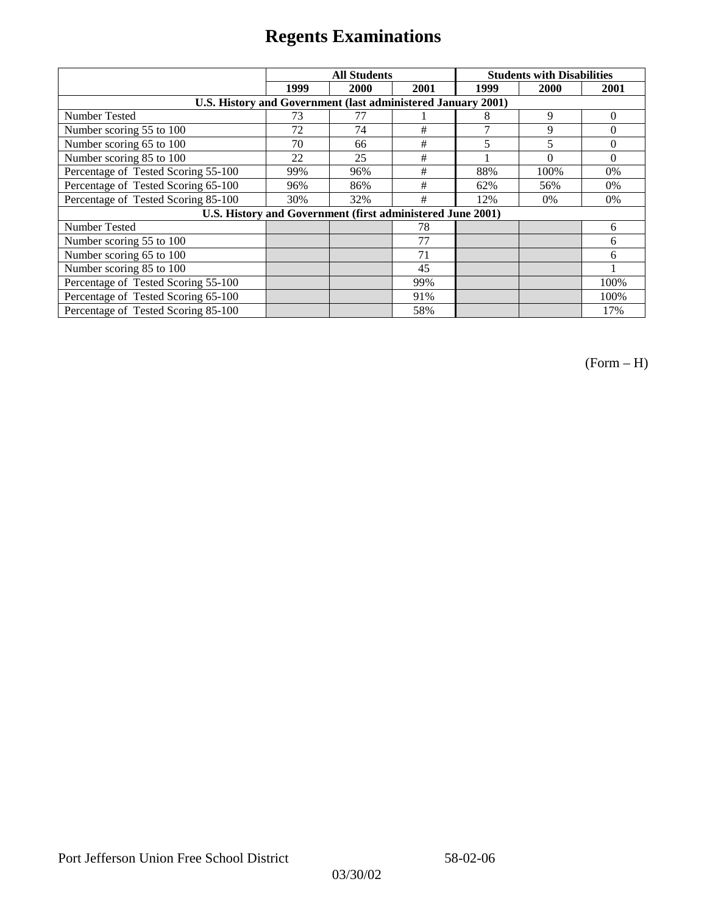# Regents Examinations

| | All Students | | | Students with Disabilities | | |
|---|---|---|---|---|---|---|
| | 1999 | 2000 | 2001 | 1999 | 2000 | 2001 |
| **U.S. History and Government (last administered January 2001)** | | | | | | |
| Number Tested | 73 | 77 | 1 | 8 | 9 | 0 |
| Number scoring 55 to 100 | 72 | 74 | # | 7 | 9 | 0 |
| Number scoring 65 to 100 | 70 | 66 | # | 5 | 5 | 0 |
| Number scoring 85 to 100 | 22 | 25 | # | 1 | 0 | 0 |
| Percentage of Tested Scoring 55-100 | 99% | 96% | # | 88% | 100% | 0% |
| Percentage of Tested Scoring 65-100 | 96% | 86% | # | 62% | 56% | 0% |
| Percentage of Tested Scoring 85-100 | 30% | 32% | # | 12% | 0% | 0% |
| **U.S. History and Government (first administered June 2001)** | | | | | | |
| Number Tested | | | 78 | | | 6 |
| Number scoring 55 to 100 | | | 77 | | | 6 |
| Number scoring 65 to 100 | | | 71 | | | 6 |
| Number scoring 85 to 100 | | | 45 | | | 1 |
| Percentage of Tested Scoring 55-100 | | | 99% | | | 100% |
| Percentage of Tested Scoring 65-100 | | | 91% | | | 100% |
| Percentage of Tested Scoring 85-100 | | | 58% | | | 17% |

(Form – H)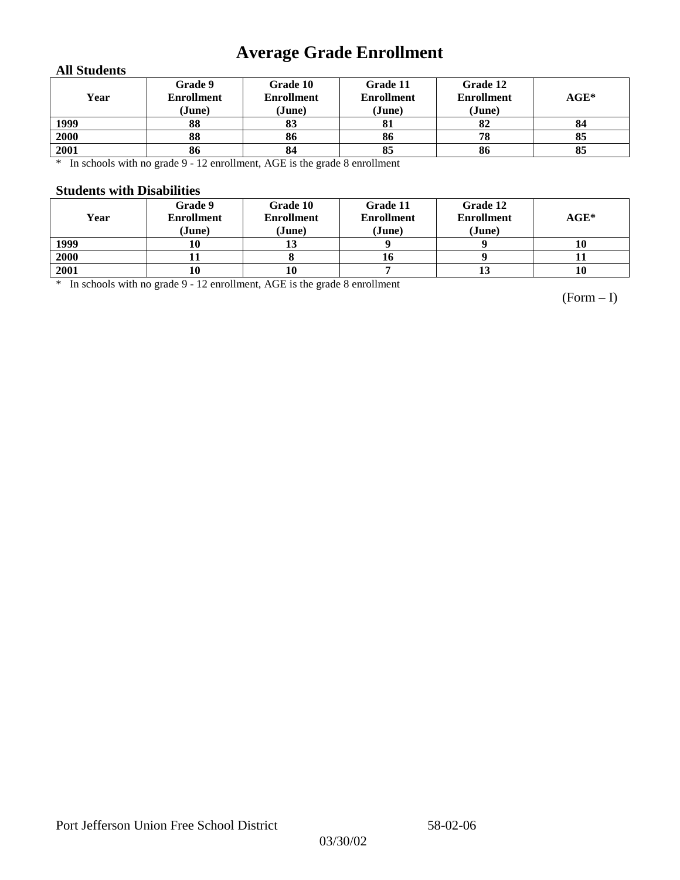# Average Grade Enrollment

### All Students

| Year | Grade 9 Enrollment (June) | Grade 10 Enrollment (June) | Grade 11 Enrollment (June) | Grade 12 Enrollment (June) | AGE* |
|---|---|---|---|---|---|
| 1999 | 88 | 83 | 81 | 82 | 84 |
| 2000 | 88 | 86 | 86 | 78 | 85 |
| 2001 | 86 | 84 | 85 | 86 | 85 |

* In schools with no grade 9 - 12 enrollment, AGE is the grade 8 enrollment

### Students with Disabilities

| Year | Grade 9 Enrollment (June) | Grade 10 Enrollment (June) | Grade 11 Enrollment (June) | Grade 12 Enrollment (June) | AGE* |
|---|---|---|---|---|---|
| 1999 | 10 | 13 | 9 | 9 | 10 |
| 2000 | 11 | 8 | 16 | 9 | 11 |
| 2001 | 10 | 10 | 7 | 13 | 10 |

* In schools with no grade 9 - 12 enrollment, AGE is the grade 8 enrollment

(Form – I)

Port Jefferson Union Free School District 58-02-06

03/30/02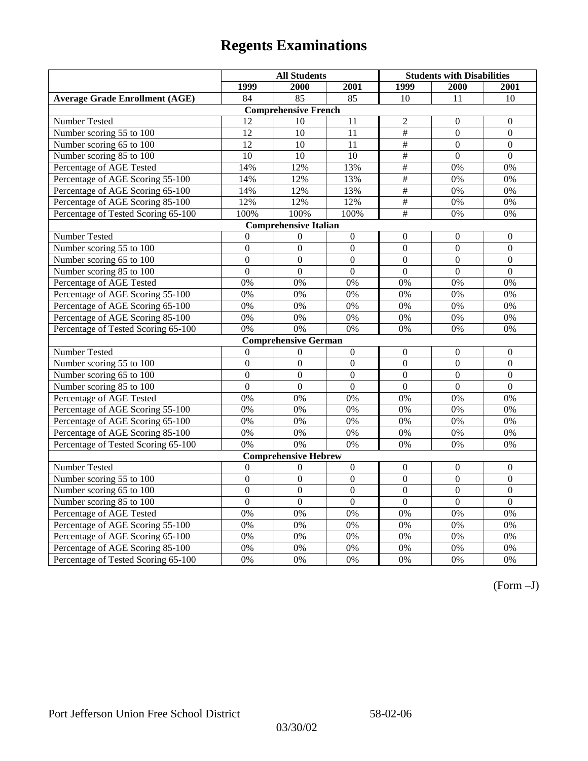# Regents Examinations

| | All Students | | | Students with Disabilities | | |
|---|---|---|---|---|---|---|
| | 1999 | 2000 | 2001 | 1999 | 2000 | 2001 |
| **Average Grade Enrollment (AGE)** | 84 | 85 | 85 | 10 | 11 | 10 |
| **Comprehensive French** | | | | | | |
| Number Tested | 12 | 10 | 11 | 2 | 0 | 0 |
| Number scoring 55 to 100 | 12 | 10 | 11 | # | 0 | 0 |
| Number scoring 65 to 100 | 12 | 10 | 11 | # | 0 | 0 |
| Number scoring 85 to 100 | 10 | 10 | 10 | # | 0 | 0 |
| Percentage of AGE Tested | 14% | 12% | 13% | # | 0% | 0% |
| Percentage of AGE Scoring 55-100 | 14% | 12% | 13% | # | 0% | 0% |
| Percentage of AGE Scoring 65-100 | 14% | 12% | 13% | # | 0% | 0% |
| Percentage of AGE Scoring 85-100 | 12% | 12% | 12% | # | 0% | 0% |
| Percentage of Tested Scoring 65-100 | 100% | 100% | 100% | # | 0% | 0% |
| **Comprehensive Italian** | | | | | | |
| Number Tested | 0 | 0 | 0 | 0 | 0 | 0 |
| Number scoring 55 to 100 | 0 | 0 | 0 | 0 | 0 | 0 |
| Number scoring 65 to 100 | 0 | 0 | 0 | 0 | 0 | 0 |
| Number scoring 85 to 100 | 0 | 0 | 0 | 0 | 0 | 0 |
| Percentage of AGE Tested | 0% | 0% | 0% | 0% | 0% | 0% |
| Percentage of AGE Scoring 55-100 | 0% | 0% | 0% | 0% | 0% | 0% |
| Percentage of AGE Scoring 65-100 | 0% | 0% | 0% | 0% | 0% | 0% |
| Percentage of AGE Scoring 85-100 | 0% | 0% | 0% | 0% | 0% | 0% |
| Percentage of Tested Scoring 65-100 | 0% | 0% | 0% | 0% | 0% | 0% |
| **Comprehensive German** | | | | | | |
| Number Tested | 0 | 0 | 0 | 0 | 0 | 0 |
| Number scoring 55 to 100 | 0 | 0 | 0 | 0 | 0 | 0 |
| Number scoring 65 to 100 | 0 | 0 | 0 | 0 | 0 | 0 |
| Number scoring 85 to 100 | 0 | 0 | 0 | 0 | 0 | 0 |
| Percentage of AGE Tested | 0% | 0% | 0% | 0% | 0% | 0% |
| Percentage of AGE Scoring 55-100 | 0% | 0% | 0% | 0% | 0% | 0% |
| Percentage of AGE Scoring 65-100 | 0% | 0% | 0% | 0% | 0% | 0% |
| Percentage of AGE Scoring 85-100 | 0% | 0% | 0% | 0% | 0% | 0% |
| Percentage of Tested Scoring 65-100 | 0% | 0% | 0% | 0% | 0% | 0% |
| **Comprehensive Hebrew** | | | | | | |
| Number Tested | 0 | 0 | 0 | 0 | 0 | 0 |
| Number scoring 55 to 100 | 0 | 0 | 0 | 0 | 0 | 0 |
| Number scoring 65 to 100 | 0 | 0 | 0 | 0 | 0 | 0 |
| Number scoring 85 to 100 | 0 | 0 | 0 | 0 | 0 | 0 |
| Percentage of AGE Tested | 0% | 0% | 0% | 0% | 0% | 0% |
| Percentage of AGE Scoring 55-100 | 0% | 0% | 0% | 0% | 0% | 0% |
| Percentage of AGE Scoring 65-100 | 0% | 0% | 0% | 0% | 0% | 0% |
| Percentage of AGE Scoring 85-100 | 0% | 0% | 0% | 0% | 0% | 0% |
| Percentage of Tested Scoring 65-100 | 0% | 0% | 0% | 0% | 0% | 0% |

(Form –J)

Port Jefferson Union Free School District 58-02-06

03/30/02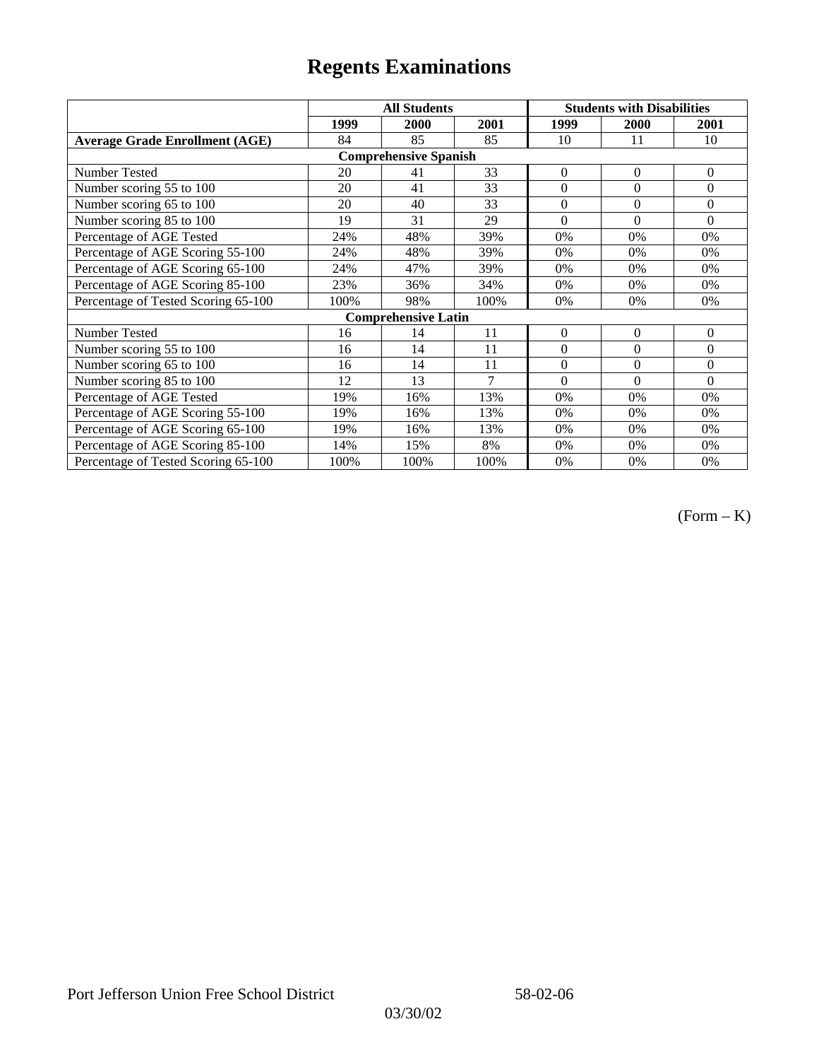# Regents Examinations

| | All Students | | | Students with Disabilities | | |
|---|---|---|---|---|---|---|
| | 1999 | 2000 | 2001 | 1999 | 2000 | 2001 |
| **Average Grade Enrollment (AGE)** | 84 | 85 | 85 | 10 | 11 | 10 |
| **Comprehensive Spanish** | | | | | | |
| Number Tested | 20 | 41 | 33 | 0 | 0 | 0 |
| Number scoring 55 to 100 | 20 | 41 | 33 | 0 | 0 | 0 |
| Number scoring 65 to 100 | 20 | 40 | 33 | 0 | 0 | 0 |
| Number scoring 85 to 100 | 19 | 31 | 29 | 0 | 0 | 0 |
| Percentage of AGE Tested | 24% | 48% | 39% | 0% | 0% | 0% |
| Percentage of AGE Scoring 55-100 | 24% | 48% | 39% | 0% | 0% | 0% |
| Percentage of AGE Scoring 65-100 | 24% | 47% | 39% | 0% | 0% | 0% |
| Percentage of AGE Scoring 85-100 | 23% | 36% | 34% | 0% | 0% | 0% |
| Percentage of Tested Scoring 65-100 | 100% | 98% | 100% | 0% | 0% | 0% |
| **Comprehensive Latin** | | | | | | |
| Number Tested | 16 | 14 | 11 | 0 | 0 | 0 |
| Number scoring 55 to 100 | 16 | 14 | 11 | 0 | 0 | 0 |
| Number scoring 65 to 100 | 16 | 14 | 11 | 0 | 0 | 0 |
| Number scoring 85 to 100 | 12 | 13 | 7 | 0 | 0 | 0 |
| Percentage of AGE Tested | 19% | 16% | 13% | 0% | 0% | 0% |
| Percentage of AGE Scoring 55-100 | 19% | 16% | 13% | 0% | 0% | 0% |
| Percentage of AGE Scoring 65-100 | 19% | 16% | 13% | 0% | 0% | 0% |
| Percentage of AGE Scoring 85-100 | 14% | 15% | 8% | 0% | 0% | 0% |
| Percentage of Tested Scoring 65-100 | 100% | 100% | 100% | 0% | 0% | 0% |

(Form – K)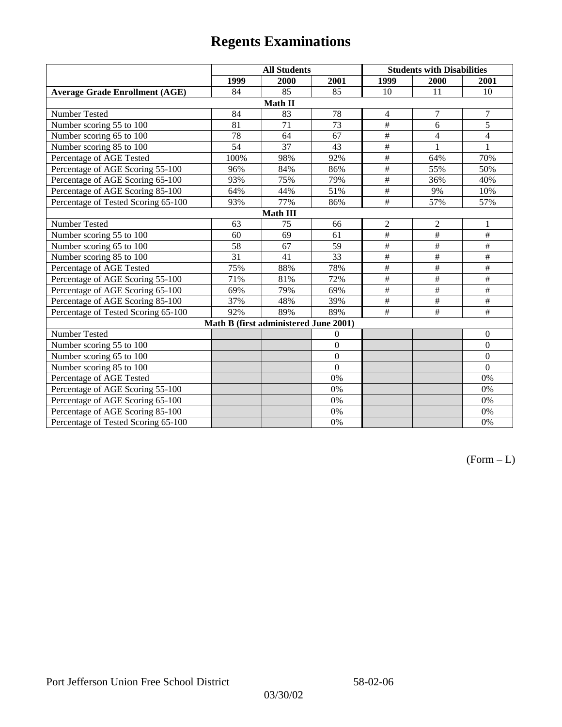# Regents Examinations

| | All Students | | | Students with Disabilities | | |
|---|---|---|---|---|---|---|
| | 1999 | 2000 | 2001 | 1999 | 2000 | 2001 |
| **Average Grade Enrollment (AGE)** | 84 | 85 | 85 | 10 | 11 | 10 |
| **Math II** | | | | | | |
| Number Tested | 84 | 83 | 78 | 4 | 7 | 7 |
| Number scoring 55 to 100 | 81 | 71 | 73 | # | 6 | 5 |
| Number scoring 65 to 100 | 78 | 64 | 67 | # | 4 | 4 |
| Number scoring 85 to 100 | 54 | 37 | 43 | # | 1 | 1 |
| Percentage of AGE Tested | 100% | 98% | 92% | # | 64% | 70% |
| Percentage of AGE Scoring 55-100 | 96% | 84% | 86% | # | 55% | 50% |
| Percentage of AGE Scoring 65-100 | 93% | 75% | 79% | # | 36% | 40% |
| Percentage of AGE Scoring 85-100 | 64% | 44% | 51% | # | 9% | 10% |
| Percentage of Tested Scoring 65-100 | 93% | 77% | 86% | # | 57% | 57% |
| **Math III** | | | | | | |
| Number Tested | 63 | 75 | 66 | 2 | 2 | 1 |
| Number scoring 55 to 100 | 60 | 69 | 61 | # | # | # |
| Number scoring 65 to 100 | 58 | 67 | 59 | # | # | # |
| Number scoring 85 to 100 | 31 | 41 | 33 | # | # | # |
| Percentage of AGE Tested | 75% | 88% | 78% | # | # | # |
| Percentage of AGE Scoring 55-100 | 71% | 81% | 72% | # | # | # |
| Percentage of AGE Scoring 65-100 | 69% | 79% | 69% | # | # | # |
| Percentage of AGE Scoring 85-100 | 37% | 48% | 39% | # | # | # |
| Percentage of Tested Scoring 65-100 | 92% | 89% | 89% | # | # | # |
| **Math B (first administered June 2001)** | | | | | | |
| Number Tested | | | 0 | | | 0 |
| Number scoring 55 to 100 | | | 0 | | | 0 |
| Number scoring 65 to 100 | | | 0 | | | 0 |
| Number scoring 85 to 100 | | | 0 | | | 0 |
| Percentage of AGE Tested | | | 0% | | | 0% |
| Percentage of AGE Scoring 55-100 | | | 0% | | | 0% |
| Percentage of AGE Scoring 65-100 | | | 0% | | | 0% |
| Percentage of AGE Scoring 85-100 | | | 0% | | | 0% |
| Percentage of Tested Scoring 65-100 | | | 0% | | | 0% |

(Form – L)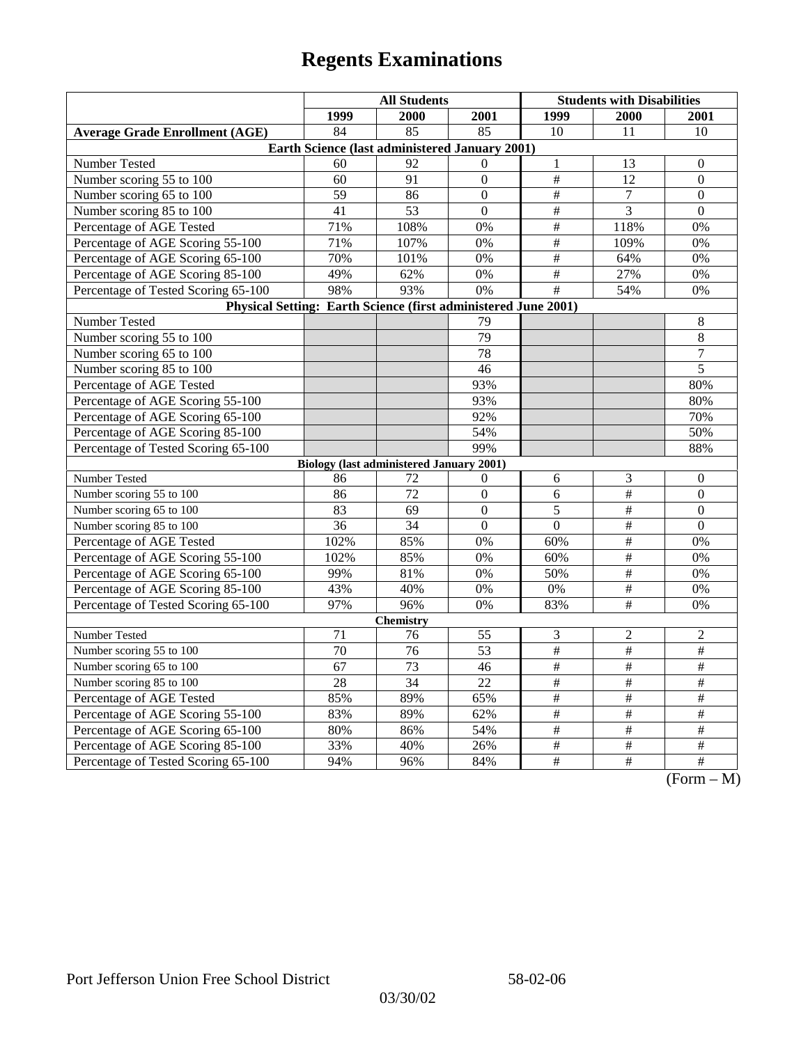# Regents Examinations

| | All Students | | | Students with Disabilities | | |
|---|---|---|---|---|---|---|
| | 1999 | 2000 | 2001 | 1999 | 2000 | 2001 |
| **Average Grade Enrollment (AGE)** | 84 | 85 | 85 | 10 | 11 | 10 |
| **Earth Science (last administered January 2001)** | | | | | | |
| Number Tested | 60 | 92 | 0 | 1 | 13 | 0 |
| Number scoring 55 to 100 | 60 | 91 | 0 | # | 12 | 0 |
| Number scoring 65 to 100 | 59 | 86 | 0 | # | 7 | 0 |
| Number scoring 85 to 100 | 41 | 53 | 0 | # | 3 | 0 |
| Percentage of AGE Tested | 71% | 108% | 0% | # | 118% | 0% |
| Percentage of AGE Scoring 55-100 | 71% | 107% | 0% | # | 109% | 0% |
| Percentage of AGE Scoring 65-100 | 70% | 101% | 0% | # | 64% | 0% |
| Percentage of AGE Scoring 85-100 | 49% | 62% | 0% | # | 27% | 0% |
| Percentage of Tested Scoring 65-100 | 98% | 93% | 0% | # | 54% | 0% |
| **Physical Setting: Earth Science (first administered June 2001)** | | | | | | |
| Number Tested | | | 79 | | | 8 |
| Number scoring 55 to 100 | | | 79 | | | 8 |
| Number scoring 65 to 100 | | | 78 | | | 7 |
| Number scoring 85 to 100 | | | 46 | | | 5 |
| Percentage of AGE Tested | | | 93% | | | 80% |
| Percentage of AGE Scoring 55-100 | | | 93% | | | 80% |
| Percentage of AGE Scoring 65-100 | | | 92% | | | 70% |
| Percentage of AGE Scoring 85-100 | | | 54% | | | 50% |
| Percentage of Tested Scoring 65-100 | | | 99% | | | 88% |
| **Biology (last administered January 2001)** | | | | | | |
| Number Tested | 86 | 72 | 0 | 6 | 3 | 0 |
| Number scoring 55 to 100 | 86 | 72 | 0 | 6 | # | 0 |
| Number scoring 65 to 100 | 83 | 69 | 0 | 5 | # | 0 |
| Number scoring 85 to 100 | 36 | 34 | 0 | 0 | # | 0 |
| Percentage of AGE Tested | 102% | 85% | 0% | 60% | # | 0% |
| Percentage of AGE Scoring 55-100 | 102% | 85% | 0% | 60% | # | 0% |
| Percentage of AGE Scoring 65-100 | 99% | 81% | 0% | 50% | # | 0% |
| Percentage of AGE Scoring 85-100 | 43% | 40% | 0% | 0% | # | 0% |
| Percentage of Tested Scoring 65-100 | 97% | 96% | 0% | 83% | # | 0% |
| **Chemistry** | | | | | | |
| Number Tested | 71 | 76 | 55 | 3 | 2 | 2 |
| Number scoring 55 to 100 | 70 | 76 | 53 | # | # | # |
| Number scoring 65 to 100 | 67 | 73 | 46 | # | # | # |
| Number scoring 85 to 100 | 28 | 34 | 22 | # | # | # |
| Percentage of AGE Tested | 85% | 89% | 65% | # | # | # |
| Percentage of AGE Scoring 55-100 | 83% | 89% | 62% | # | # | # |
| Percentage of AGE Scoring 65-100 | 80% | 86% | 54% | # | # | # |
| Percentage of AGE Scoring 85-100 | 33% | 40% | 26% | # | # | # |
| Percentage of Tested Scoring 65-100 | 94% | 96% | 84% | # | # | # |

(Form – M)

Port Jefferson Union Free School District 58-02-06

03/30/02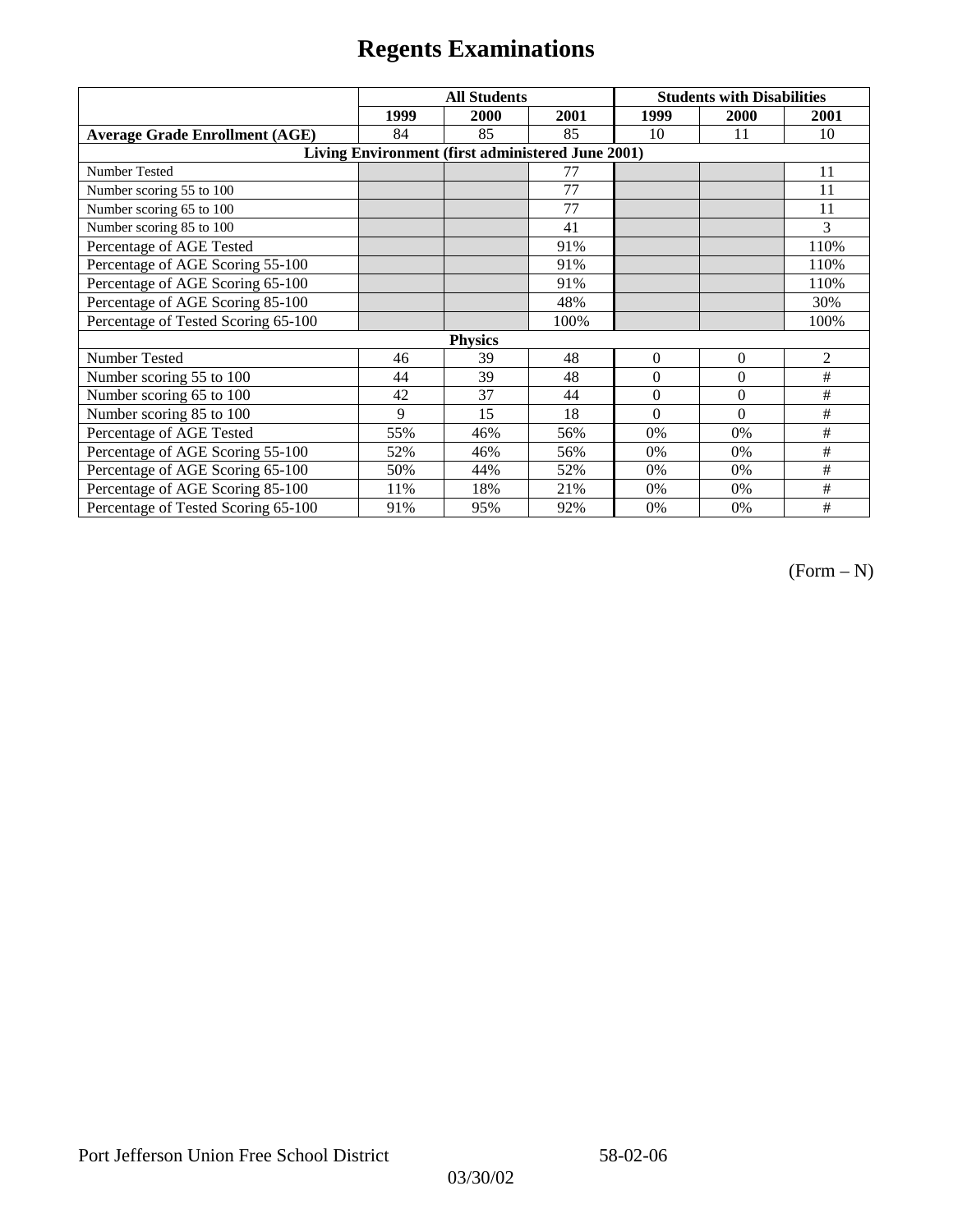# Regents Examinations

| | All Students | | | Students with Disabilities | | |
|---|---|---|---|---|---|---|
| | 1999 | 2000 | 2001 | 1999 | 2000 | 2001 |
| **Average Grade Enrollment (AGE)** | 84 | 85 | 85 | 10 | 11 | 10 |
| **Living Environment (first administered June 2001)** | | | | | | |
| Number Tested | | | 77 | | | 11 |
| Number scoring 55 to 100 | | | 77 | | | 11 |
| Number scoring 65 to 100 | | | 77 | | | 11 |
| Number scoring 85 to 100 | | | 41 | | | 3 |
| Percentage of AGE Tested | | | 91% | | | 110% |
| Percentage of AGE Scoring 55-100 | | | 91% | | | 110% |
| Percentage of AGE Scoring 65-100 | | | 91% | | | 110% |
| Percentage of AGE Scoring 85-100 | | | 48% | | | 30% |
| Percentage of Tested Scoring 65-100 | | | 100% | | | 100% |
| **Physics** | | | | | | |
| Number Tested | 46 | 39 | 48 | 0 | 0 | 2 |
| Number scoring 55 to 100 | 44 | 39 | 48 | 0 | 0 | # |
| Number scoring 65 to 100 | 42 | 37 | 44 | 0 | 0 | # |
| Number scoring 85 to 100 | 9 | 15 | 18 | 0 | 0 | # |
| Percentage of AGE Tested | 55% | 46% | 56% | 0% | 0% | # |
| Percentage of AGE Scoring 55-100 | 52% | 46% | 56% | 0% | 0% | # |
| Percentage of AGE Scoring 65-100 | 50% | 44% | 52% | 0% | 0% | # |
| Percentage of AGE Scoring 85-100 | 11% | 18% | 21% | 0% | 0% | # |
| Percentage of Tested Scoring 65-100 | 91% | 95% | 92% | 0% | 0% | # |

(Form – N)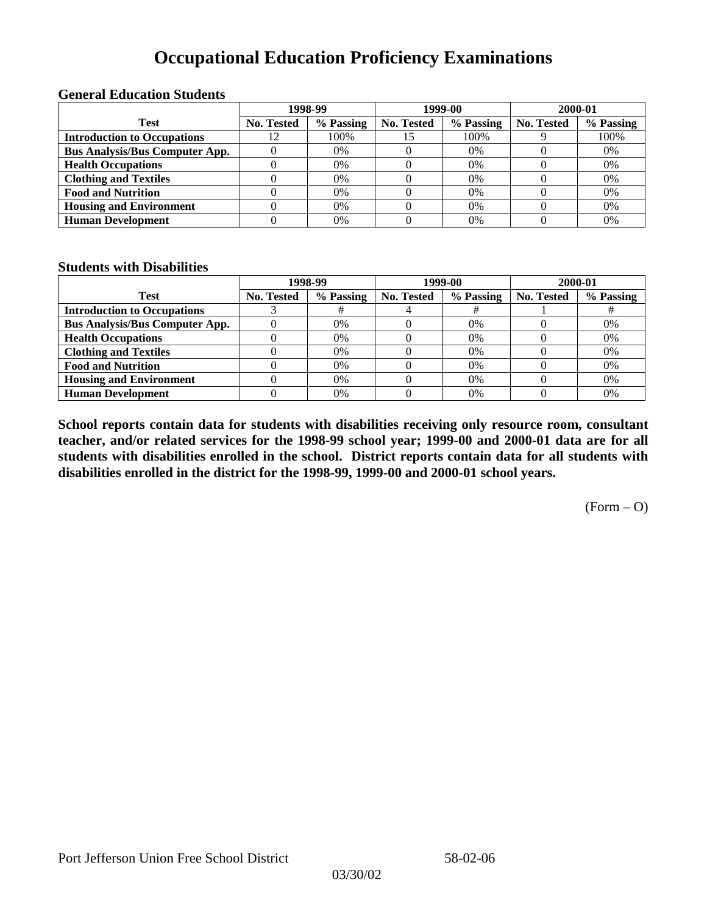# Occupational Education Proficiency Examinations

### General Education Students

| Test | 1998-99 | | 1999-00 | | 2000-01 | |
|---|---|---|---|---|---|---|
| | No. Tested | % Passing | No. Tested | % Passing | No. Tested | % Passing |
| Introduction to Occupations | 12 | 100% | 15 | 100% | 9 | 100% |
| Bus Analysis/Bus Computer App. | 0 | 0% | 0 | 0% | 0 | 0% |
| Health Occupations | 0 | 0% | 0 | 0% | 0 | 0% |
| Clothing and Textiles | 0 | 0% | 0 | 0% | 0 | 0% |
| Food and Nutrition | 0 | 0% | 0 | 0% | 0 | 0% |
| Housing and Environment | 0 | 0% | 0 | 0% | 0 | 0% |
| Human Development | 0 | 0% | 0 | 0% | 0 | 0% |

### Students with Disabilities

| Test | 1998-99 | | 1999-00 | | 2000-01 | |
|---|---|---|---|---|---|---|
| | No. Tested | % Passing | No. Tested | % Passing | No. Tested | % Passing |
| Introduction to Occupations | 3 | # | 4 | # | 1 | # |
| Bus Analysis/Bus Computer App. | 0 | 0% | 0 | 0% | 0 | 0% |
| Health Occupations | 0 | 0% | 0 | 0% | 0 | 0% |
| Clothing and Textiles | 0 | 0% | 0 | 0% | 0 | 0% |
| Food and Nutrition | 0 | 0% | 0 | 0% | 0 | 0% |
| Housing and Environment | 0 | 0% | 0 | 0% | 0 | 0% |
| Human Development | 0 | 0% | 0 | 0% | 0 | 0% |

**School reports contain data for students with disabilities receiving only resource room, consultant teacher, and/or related services for the 1998-99 school year; 1999-00 and 2000-01 data are for all students with disabilities enrolled in the school. District reports contain data for all students with disabilities enrolled in the district for the 1998-99, 1999-00 and 2000-01 school years.**

(Form – O)